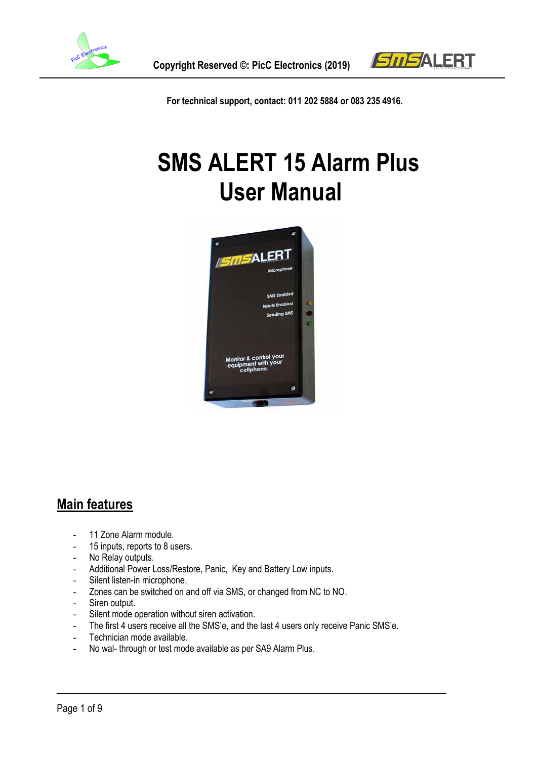For technical support, contact: 011 202 5884 or 083 235 4916.

# SMS ALERT 15 Alarm Plus User Manual

## Main features

- 11 Zone Alarm module.
- 15 inputs, reports to 8 users.
- No Relay outputs.
- Additional Power Loss/Restore, Panic, Key and Battery Low inputs.
- Silent listen-in microphone.
- Zones can be switched on and off via SMS, or changed from NC to NO.
- Siren output.
- Silent mode operation without siren activation.
- The first 4 users receive all the SMS'e, and the last 4 users only receive Panic SMS'e.
- Technician mode available.
- No wal- through or test mode available as per SA9 Alarm Plus.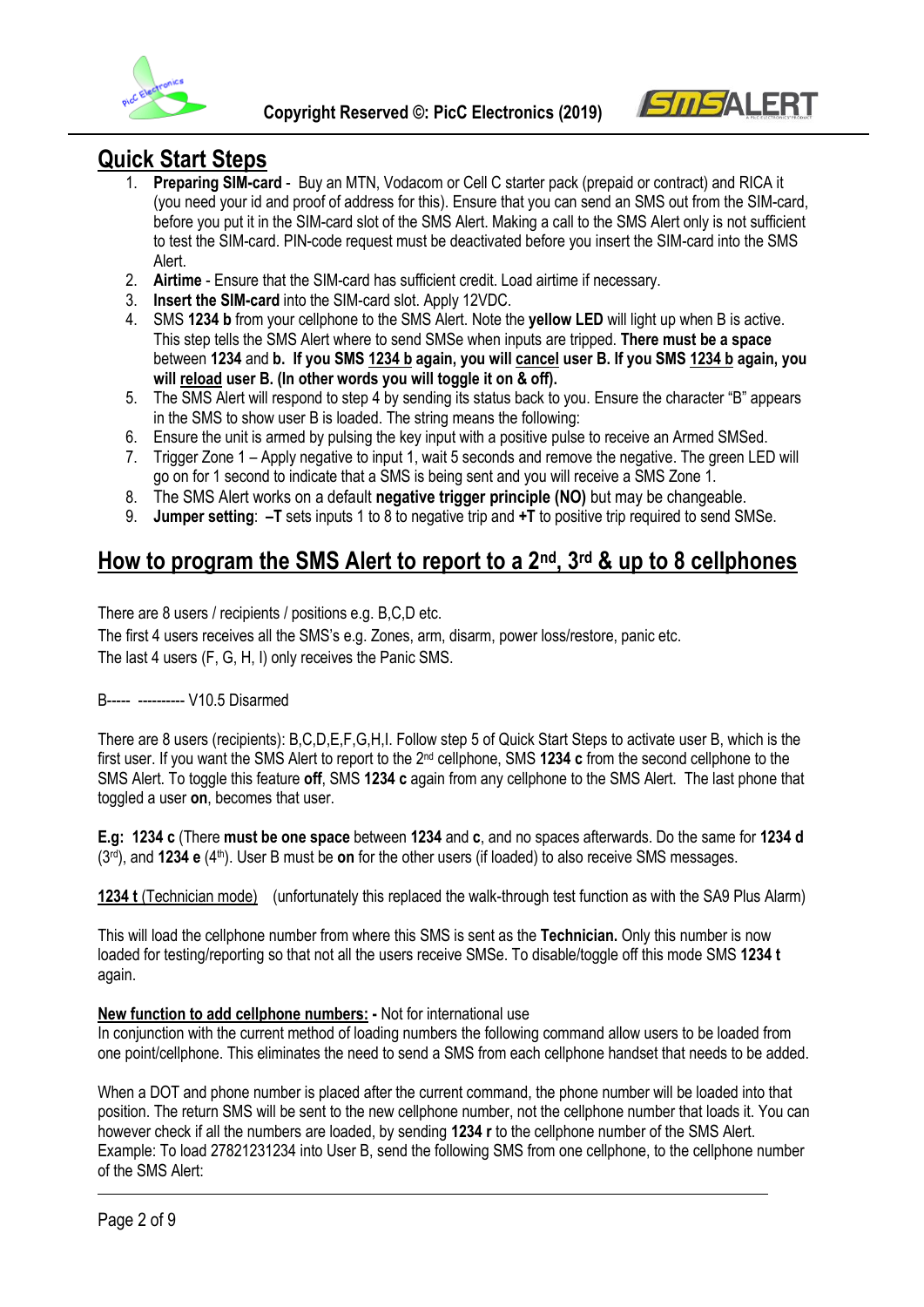## Quick Start Steps

1. **Preparing SIM-card** - Buy an MTN, Vodacom or Cell C starter pack (prepaid or contract) and RICA it (you need your id and proof of address for this). Ensure that you can send an SMS out from the SIM-card, before you put it in the SIM-card slot of the SMS Alert. Making a call to the SMS Alert only is not sufficient to test the SIM-card. PIN-code request must be deactivated before you insert the SIM-card into the SMS Alert.
2. **Airtime** - Ensure that the SIM-card has sufficient credit. Load airtime if necessary.
3. **Insert the SIM-card** into the SIM-card slot. Apply 12VDC.
4. SMS **1234 b** from your cellphone to the SMS Alert. Note the **yellow LED** will light up when B is active. This step tells the SMS Alert where to send SMSe when inputs are tripped. **There must be a space** between **1234** and **b. If you SMS <u>1234 b</u> again, you will <u>cancel</u> user B. If you SMS <u>1234 b</u> again, you will <u>reload</u> user B. (In other words you will toggle it on & off).**
5. The SMS Alert will respond to step 4 by sending its status back to you. Ensure the character "B" appears in the SMS to show user B is loaded. The string means the following:
6. Ensure the unit is armed by pulsing the key input with a positive pulse to receive an Armed SMSed.
7. Trigger Zone 1 – Apply negative to input 1, wait 5 seconds and remove the negative. The green LED will go on for 1 second to indicate that a SMS is being sent and you will receive a SMS Zone 1.
8. The SMS Alert works on a default **negative trigger principle (NO)** but may be changeable.
9. **Jumper setting**: **–T** sets inputs 1 to 8 to negative trip and **+T** to positive trip required to send SMSe.

## How to program the SMS Alert to report to a 2nd, 3rd & up to 8 cellphones

There are 8 users / recipients / positions e.g. B,C,D etc.
The first 4 users receives all the SMS's e.g. Zones, arm, disarm, power loss/restore, panic etc.
The last 4 users (F, G, H, I) only receives the Panic SMS.

B----- ---------- V10.5 Disarmed

There are 8 users (recipients): B,C,D,E,F,G,H,I. Follow step 5 of Quick Start Steps to activate user B, which is the first user. If you want the SMS Alert to report to the 2nd cellphone, SMS **1234 c** from the second cellphone to the SMS Alert. To toggle this feature **off**, SMS **1234 c** again from any cellphone to the SMS Alert. The last phone that toggled a user **on**, becomes that user.

**E.g: 1234 c** (There **must be one space** between **1234** and **c**, and no spaces afterwards. Do the same for **1234 d** (3rd), and **1234 e** (4th). User B must be **on** for the other users (if loaded) to also receive SMS messages.

**<u>1234 t</u>** <u>(Technician mode)</u> (unfortunately this replaced the walk-through test function as with the SA9 Plus Alarm)

This will load the cellphone number from where this SMS is sent as the **Technician.** Only this number is now loaded for testing/reporting so that not all the users receive SMSe. To disable/toggle off this mode SMS **1234 t** again.

**<u>New function to add cellphone numbers:</u> -** Not for international use
In conjunction with the current method of loading numbers the following command allow users to be loaded from one point/cellphone. This eliminates the need to send a SMS from each cellphone handset that needs to be added.

When a DOT and phone number is placed after the current command, the phone number will be loaded into that position. The return SMS will be sent to the new cellphone number, not the cellphone number that loads it. You can however check if all the numbers are loaded, by sending **1234 r** to the cellphone number of the SMS Alert.
Example: To load 27821231234 into User B, send the following SMS from one cellphone, to the cellphone number of the SMS Alert: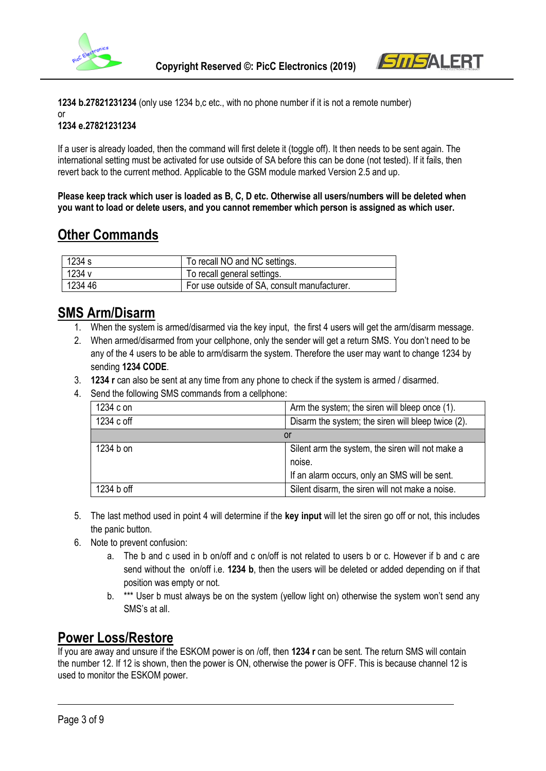**1234 b.27821231234** (only use 1234 b,c etc., with no phone number if it is not a remote number)
or
**1234 e.27821231234**

If a user is already loaded, then the command will first delete it (toggle off). It then needs to be sent again. The international setting must be activated for use outside of SA before this can be done (not tested). If it fails, then revert back to the current method. Applicable to the GSM module marked Version 2.5 and up.

**Please keep track which user is loaded as B, C, D etc. Otherwise all users/numbers will be deleted when you want to load or delete users, and you cannot remember which person is assigned as which user.**

## Other Commands

| | |
|---|---|
| 1234 s | To recall NO and NC settings. |
| 1234 v | To recall general settings. |
| 1234 46 | For use outside of SA, consult manufacturer. |

## SMS Arm/Disarm

1. When the system is armed/disarmed via the key input, the first 4 users will get the arm/disarm message.
2. When armed/disarmed from your cellphone, only the sender will get a return SMS. You don't need to be any of the 4 users to be able to arm/disarm the system. Therefore the user may want to change 1234 by sending **1234 CODE**.
3. **1234 r** can also be sent at any time from any phone to check if the system is armed / disarmed.
4. Send the following SMS commands from a cellphone:

| | |
|---|---|
| 1234 c on | Arm the system; the siren will bleep once (1). |
| 1234 c off | Disarm the system; the siren will bleep twice (2). |
| or | |
| 1234 b on | Silent arm the system, the siren will not make a noise. If an alarm occurs, only an SMS will be sent. |
| 1234 b off | Silent disarm, the siren will not make a noise. |

5. The last method used in point 4 will determine if the **key input** will let the siren go off or not, this includes the panic button.
6. Note to prevent confusion:
    a. The b and c used in b on/off and c on/off is not related to users b or c. However if b and c are send without the on/off i.e. **1234 b**, then the users will be deleted or added depending on if that position was empty or not.
    b. *** User b must always be on the system (yellow light on) otherwise the system won't send any SMS's at all.

## Power Loss/Restore

If you are away and unsure if the ESKOM power is on /off, then **1234 r** can be sent. The return SMS will contain the number 12. If 12 is shown, then the power is ON, otherwise the power is OFF. This is because channel 12 is used to monitor the ESKOM power.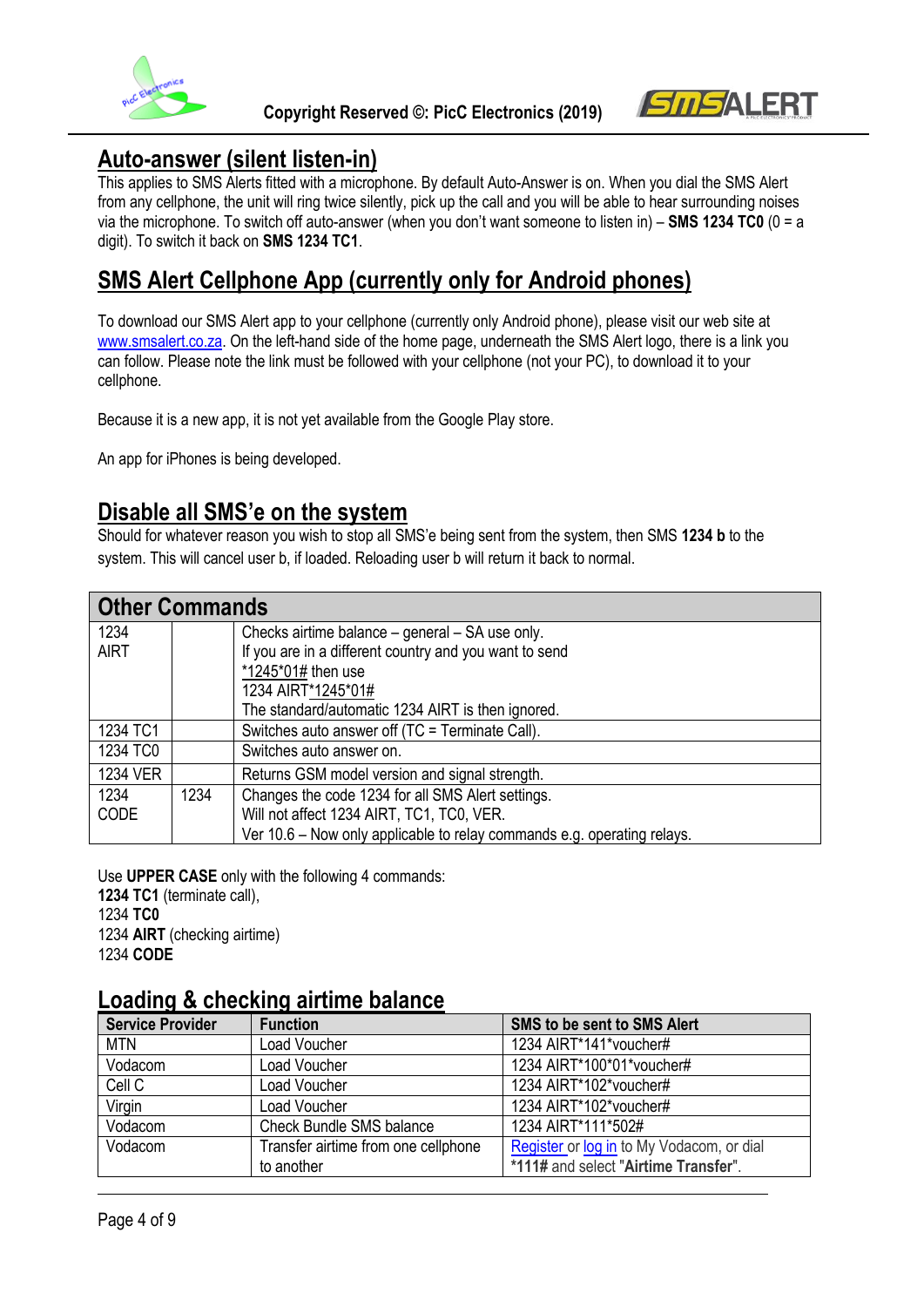## Auto-answer (silent listen-in)

This applies to SMS Alerts fitted with a microphone. By default Auto-Answer is on. When you dial the SMS Alert from any cellphone, the unit will ring twice silently, pick up the call and you will be able to hear surrounding noises via the microphone. To switch off auto-answer (when you don't want someone to listen in) – **SMS 1234 TC0** (0 = a digit). To switch it back on **SMS 1234 TC1**.

## SMS Alert Cellphone App (currently only for Android phones)

To download our SMS Alert app to your cellphone (currently only Android phone), please visit our web site at www.smsalert.co.za. On the left-hand side of the home page, underneath the SMS Alert logo, there is a link you can follow. Please note the link must be followed with your cellphone (not your PC), to download it to your cellphone.

Because it is a new app, it is not yet available from the Google Play store.

An app for iPhones is being developed.

## Disable all SMS'e on the system

Should for whatever reason you wish to stop all SMS'e being sent from the system, then SMS **1234 b** to the system. This will cancel user b, if loaded. Reloading user b will return it back to normal.

## Other Commands

| | | |
|---|---|---|
| 1234 AIRT | | Checks airtime balance – general – SA use only.<br>If you are in a different country and you want to send *1245*01# then use<br>1234 AIRT*1245*01#<br>The standard/automatic 1234 AIRT is then ignored. |
| 1234 TC1 | | Switches auto answer off (TC = Terminate Call). |
| 1234 TC0 | | Switches auto answer on. |
| 1234 VER | | Returns GSM model version and signal strength. |
| 1234 CODE | 1234 | Changes the code 1234 for all SMS Alert settings.<br>Will not affect 1234 AIRT, TC1, TC0, VER.<br>Ver 10.6 – Now only applicable to relay commands e.g. operating relays. |

Use **UPPER CASE** only with the following 4 commands:
**1234 TC1** (terminate call),
1234 **TC0**
1234 **AIRT** (checking airtime)
1234 **CODE**

## Loading & checking airtime balance

| Service Provider | Function | SMS to be sent to SMS Alert |
|---|---|---|
| MTN | Load Voucher | 1234 AIRT*141*voucher# |
| Vodacom | Load Voucher | 1234 AIRT*100*01*voucher# |
| Cell C | Load Voucher | 1234 AIRT*102*voucher# |
| Virgin | Load Voucher | 1234 AIRT*102*voucher# |
| Vodacom | Check Bundle SMS balance | 1234 AIRT*111*502# |
| Vodacom | Transfer airtime from one cellphone to another | Register or log in to My Vodacom, or dial **\*111#** and select "**Airtime Transfer**". |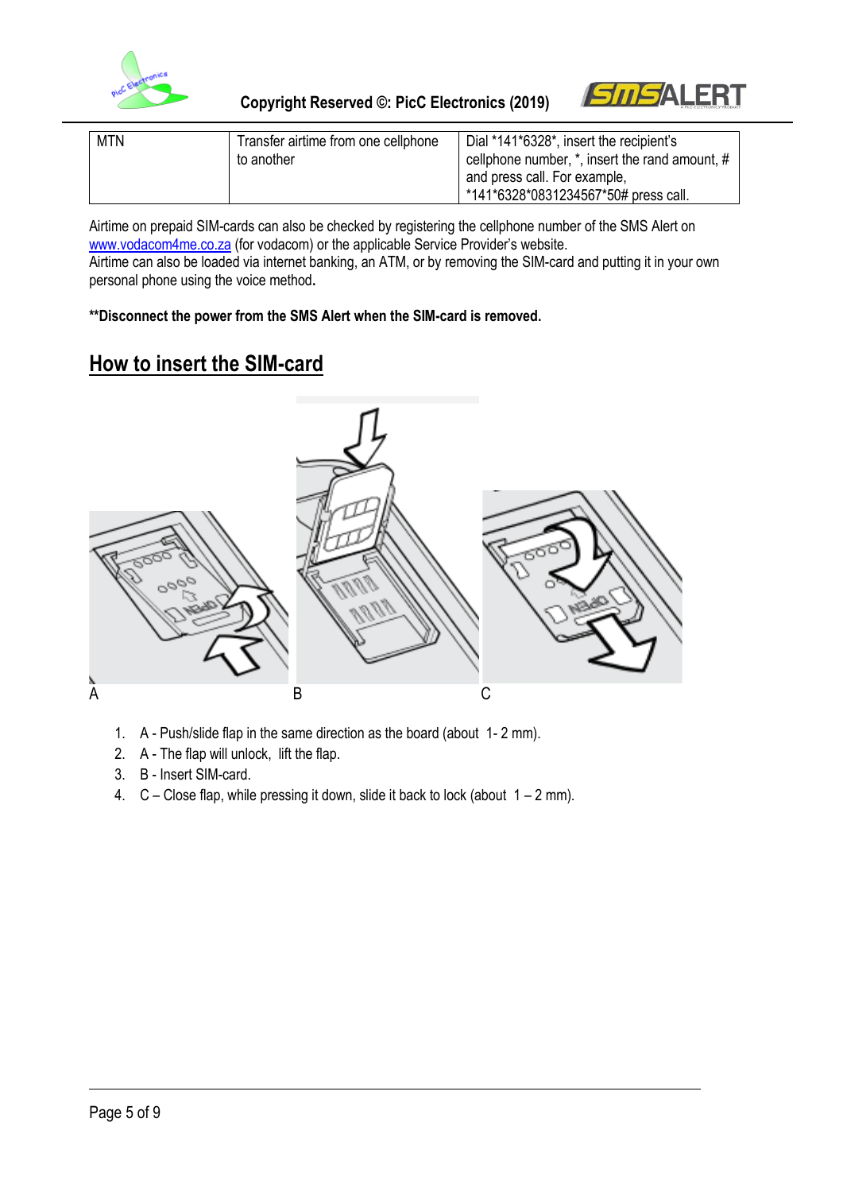| MTN | Transfer airtime from one cellphone to another | Dial *141*6328*, insert the recipient's cellphone number, *, insert the rand amount, # and press call. For example, *141*6328*0831234567*50# press call. |
|---|---|---|

Airtime on prepaid SIM-cards can also be checked by registering the cellphone number of the SMS Alert on [www.vodacom4me.co.za](http://www.vodacom4me.co.za) (for vodacom) or the applicable Service Provider's website.
Airtime can also be loaded via internet banking, an ATM, or by removing the SIM-card and putting it in your own personal phone using the voice method.

**\*\*Disconnect the power from the SMS Alert when the SIM-card is removed.**

## How to insert the SIM-card

A B C

1. A - Push/slide flap in the same direction as the board (about 1- 2 mm).
2. A - The flap will unlock, lift the flap.
3. B - Insert SIM-card.
4. C – Close flap, while pressing it down, slide it back to lock (about 1 – 2 mm).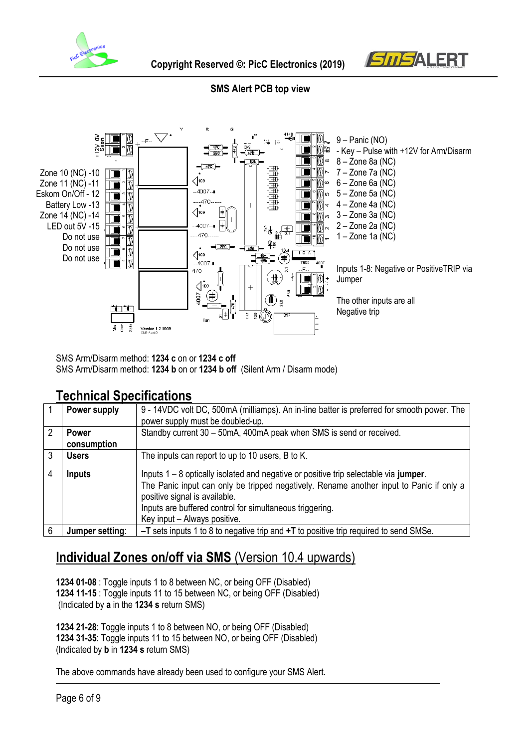**SMS Alert PCB top view**

+12V 0V Siren

Zone 10 (NC) -10
Zone 11 (NC) -11
Eskom On/Off - 12
Battery Low -13
Zone 14 (NC) -14
LED out 5V -15
Do not use
Do not use
Do not use

9 – Panic (NO)
\- Key – Pulse with +12V for Arm/Disarm
8 – Zone 8a (NC)
7 – Zone 7a (NC)
6 – Zone 6a (NC)
5 – Zone 5a (NC)
4 – Zone 4a (NC)
3 – Zone 3a (NC)
2 – Zone 2a (NC)
1 – Zone 1a (NC)

Inputs 1-8: Negative or PositiveTRIP via Jumper

The other inputs are all Negative trip

SMS Arm/Disarm method: **1234 c** on or **1234 c off**
SMS Arm/Disarm method: **1234 b** on or **1234 b off** (Silent Arm / Disarm mode)

## Technical Specifications

| | | |
|---|---|---|
| 1 | **Power supply** | 9 - 14VDC volt DC, 500mA (milliamps). An in-line batter is preferred for smooth power. The power supply must be doubled-up. |
| 2 | **Power consumption** | Standby current 30 – 50mA, 400mA peak when SMS is send or received. |
| 3 | **Users** | The inputs can report to up to 10 users, B to K. |
| 4 | **Inputs** | Inputs 1 – 8 optically isolated and negative or positive trip selectable via **jumper**.<br>The Panic input can only be tripped negatively. Rename another input to Panic if only a positive signal is available.<br>Inputs are buffered control for simultaneous triggering.<br>Key input – Always positive. |
| 6 | **Jumper setting**: | **–T** sets inputs 1 to 8 to negative trip and **+T** to positive trip required to send SMSe. |

## Individual Zones on/off via SMS (Version 10.4 upwards)

**1234 01-08** : Toggle inputs 1 to 8 between NC, or being OFF (Disabled)
**1234 11-15** : Toggle inputs 11 to 15 between NC, or being OFF (Disabled)
(Indicated by **a** in the **1234 s** return SMS)

**1234 21-28**: Toggle inputs 1 to 8 between NO, or being OFF (Disabled)
**1234 31-35**: Toggle inputs 11 to 15 between NO, or being OFF (Disabled)
(Indicated by **b** in **1234 s** return SMS)

The above commands have already been used to configure your SMS Alert.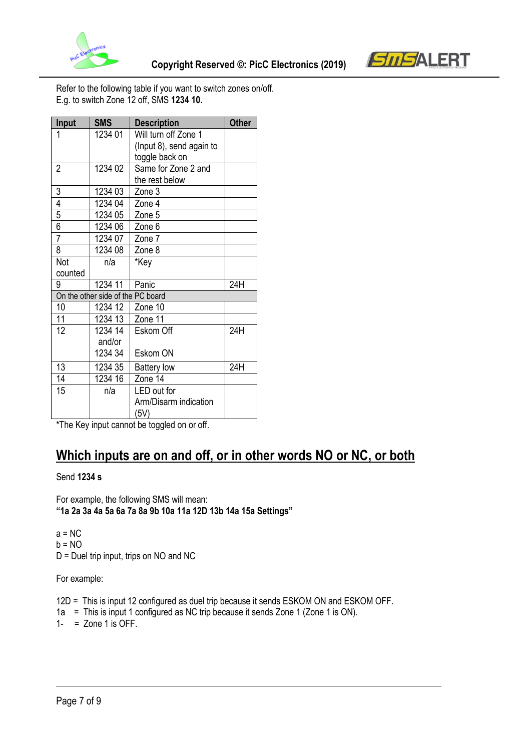Refer to the following table if you want to switch zones on/off.
E.g. to switch Zone 12 off, SMS **1234 10.**

| Input | SMS | Description | Other |
|---|---|---|---|
| 1 | 1234 01 | Will turn off Zone 1 (Input 8), send again to toggle back on | |
| 2 | 1234 02 | Same for Zone 2 and the rest below | |
| 3 | 1234 03 | Zone 3 | |
| 4 | 1234 04 | Zone 4 | |
| 5 | 1234 05 | Zone 5 | |
| 6 | 1234 06 | Zone 6 | |
| 7 | 1234 07 | Zone 7 | |
| 8 | 1234 08 | Zone 8 | |
| Not counted | n/a | *Key | |
| 9 | 1234 11 | Panic | 24H |
| On the other side of the PC board | | | |
| 10 | 1234 12 | Zone 10 | |
| 11 | 1234 13 | Zone 11 | |
| 12 | 1234 14 and/or 1234 34 | Eskom Off<br><br>Eskom ON | 24H |
| 13 | 1234 35 | Battery low | 24H |
| 14 | 1234 16 | Zone 14 | |
| 15 | n/a | LED out for Arm/Disarm indication (5V) | |

*The Key input cannot be toggled on or off.

## Which inputs are on and off, or in other words NO or NC, or both

Send **1234 s**

For example, the following SMS will mean:
**"1a 2a 3a 4a 5a 6a 7a 8a 9b 10a 11a 12D 13b 14a 15a Settings"**

a = NC
b = NO
D = Duel trip input, trips on NO and NC

For example:

12D = This is input 12 configured as duel trip because it sends ESKOM ON and ESKOM OFF.
1a = This is input 1 configured as NC trip because it sends Zone 1 (Zone 1 is ON).
1- = Zone 1 is OFF.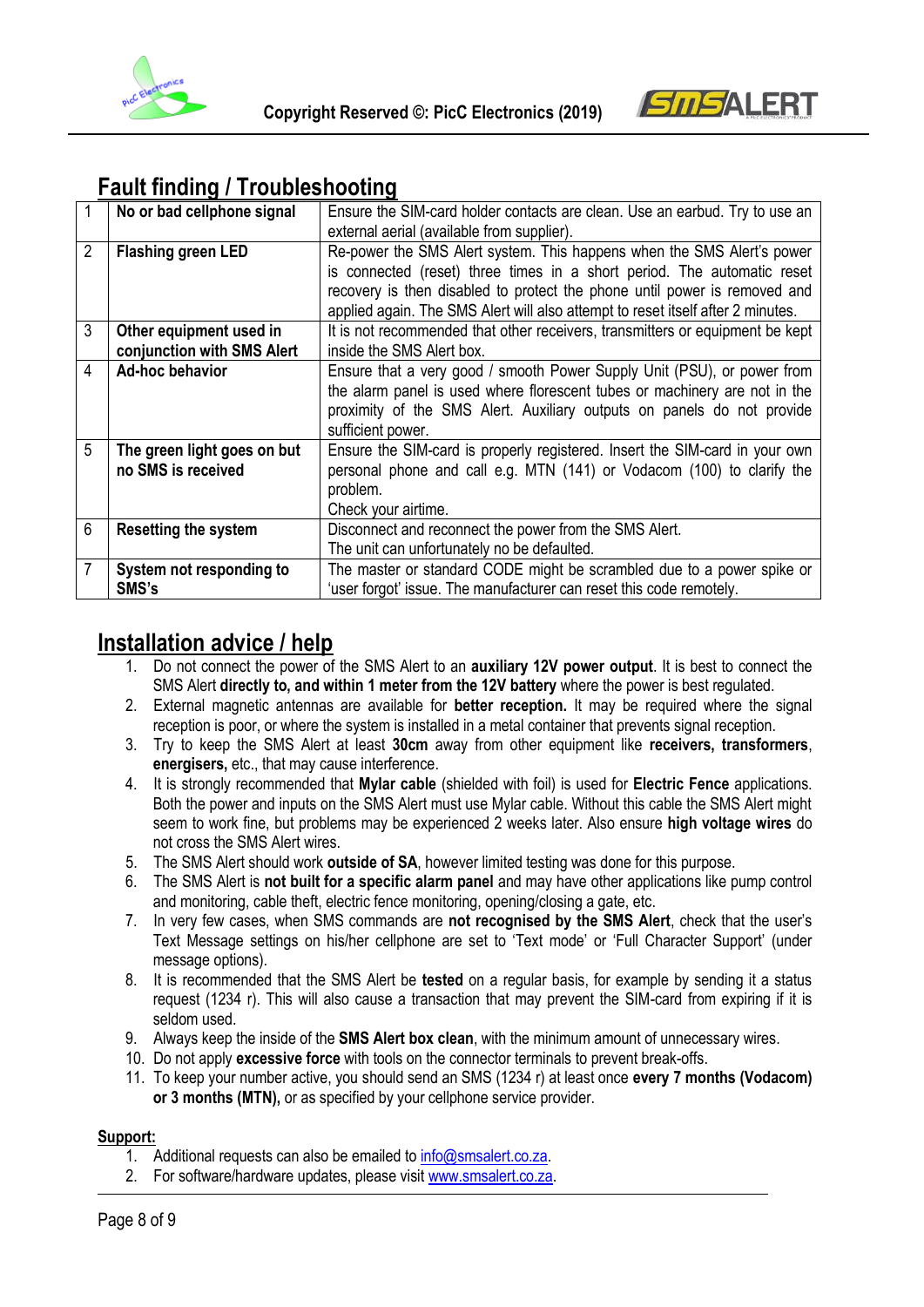## Fault finding / Troubleshooting

| | | |
|---|---|---|
| 1 | **No or bad cellphone signal** | Ensure the SIM-card holder contacts are clean. Use an earbud. Try to use an external aerial (available from supplier). |
| 2 | **Flashing green LED** | Re-power the SMS Alert system. This happens when the SMS Alert's power is connected (reset) three times in a short period. The automatic reset recovery is then disabled to protect the phone until power is removed and applied again. The SMS Alert will also attempt to reset itself after 2 minutes. |
| 3 | **Other equipment used in conjunction with SMS Alert** | It is not recommended that other receivers, transmitters or equipment be kept inside the SMS Alert box. |
| 4 | **Ad-hoc behavior** | Ensure that a very good / smooth Power Supply Unit (PSU), or power from the alarm panel is used where florescent tubes or machinery are not in the proximity of the SMS Alert. Auxiliary outputs on panels do not provide sufficient power. |
| 5 | **The green light goes on but no SMS is received** | Ensure the SIM-card is properly registered. Insert the SIM-card in your own personal phone and call e.g. MTN (141) or Vodacom (100) to clarify the problem.<br>Check your airtime. |
| 6 | **Resetting the system** | Disconnect and reconnect the power from the SMS Alert.<br>The unit can unfortunately no be defaulted. |
| 7 | **System not responding to SMS's** | The master or standard CODE might be scrambled due to a power spike or 'user forgot' issue. The manufacturer can reset this code remotely. |

## Installation advice / help

1. Do not connect the power of the SMS Alert to an **auxiliary 12V power output**. It is best to connect the SMS Alert **directly to, and within 1 meter from the 12V battery** where the power is best regulated.
2. External magnetic antennas are available for **better reception.** It may be required where the signal reception is poor, or where the system is installed in a metal container that prevents signal reception.
3. Try to keep the SMS Alert at least **30cm** away from other equipment like **receivers, transformers**, **energisers,** etc., that may cause interference.
4. It is strongly recommended that **Mylar cable** (shielded with foil) is used for **Electric Fence** applications. Both the power and inputs on the SMS Alert must use Mylar cable. Without this cable the SMS Alert might seem to work fine, but problems may be experienced 2 weeks later. Also ensure **high voltage wires** do not cross the SMS Alert wires.
5. The SMS Alert should work **outside of SA**, however limited testing was done for this purpose.
6. The SMS Alert is **not built for a specific alarm panel** and may have other applications like pump control and monitoring, cable theft, electric fence monitoring, opening/closing a gate, etc.
7. In very few cases, when SMS commands are **not recognised by the SMS Alert**, check that the user's Text Message settings on his/her cellphone are set to 'Text mode' or 'Full Character Support' (under message options).
8. It is recommended that the SMS Alert be **tested** on a regular basis, for example by sending it a status request (1234 r). This will also cause a transaction that may prevent the SIM-card from expiring if it is seldom used.
9. Always keep the inside of the **SMS Alert box clean**, with the minimum amount of unnecessary wires.
10. Do not apply **excessive force** with tools on the connector terminals to prevent break-offs.
11. To keep your number active, you should send an SMS (1234 r) at least once **every 7 months (Vodacom) or 3 months (MTN),** or as specified by your cellphone service provider.

**Support:**

1. Additional requests can also be emailed to info@smsalert.co.za.
2. For software/hardware updates, please visit www.smsalert.co.za.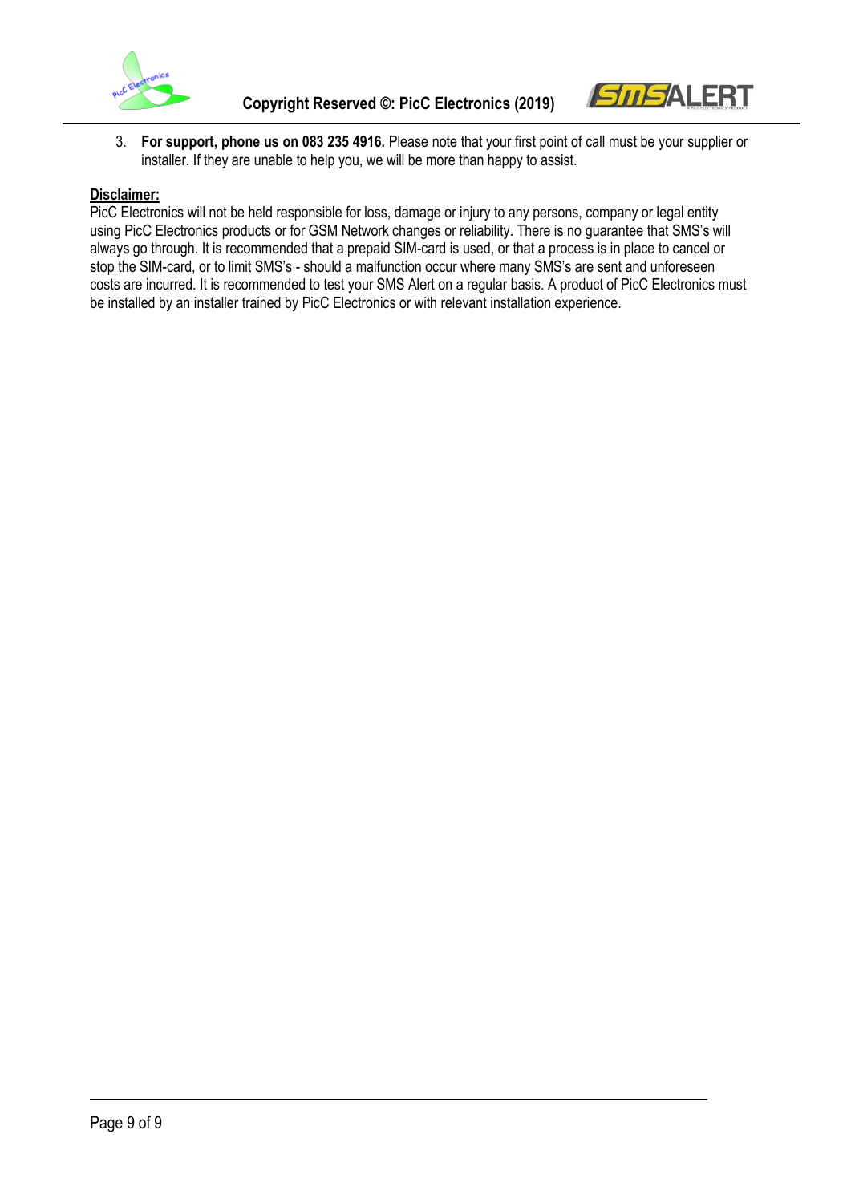3. **For support, phone us on 083 235 4916.** Please note that your first point of call must be your supplier or installer. If they are unable to help you, we will be more than happy to assist.

**Disclaimer:**

PicC Electronics will not be held responsible for loss, damage or injury to any persons, company or legal entity using PicC Electronics products or for GSM Network changes or reliability. There is no guarantee that SMS's will always go through. It is recommended that a prepaid SIM-card is used, or that a process is in place to cancel or stop the SIM-card, or to limit SMS's - should a malfunction occur where many SMS's are sent and unforeseen costs are incurred. It is recommended to test your SMS Alert on a regular basis. A product of PicC Electronics must be installed by an installer trained by PicC Electronics or with relevant installation experience.